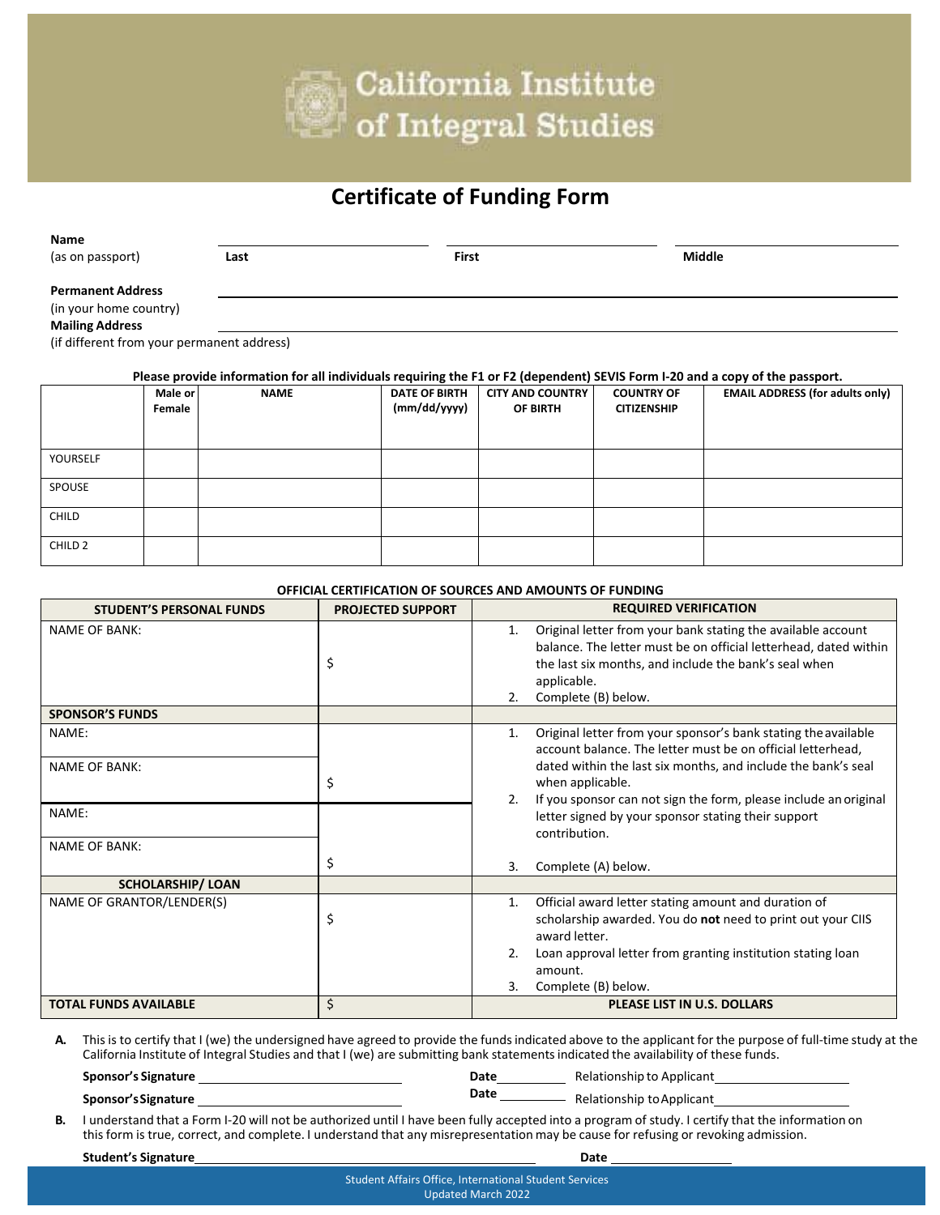# California Institute of Integral Studies

## Certificate of Funding Form

**Name** (as on passport) **Last** ______ **First** ______ **Middle** ______

**Permanent Address** (in your home country) ______

**Mailing Address** (if different from your permanent address) ______

**Please provide information for all individuals requiring the F1 or F2 (dependent) SEVIS Form I-20 and a copy of the passport.**

| | Male or Female | NAME | DATE OF BIRTH (mm/dd/yyyy) | CITY AND COUNTRY OF BIRTH | COUNTRY OF CITIZENSHIP | EMAIL ADDRESS (for adults only) |
|---|---|---|---|---|---|---|
| YOURSELF | | | | | | |
| SPOUSE | | | | | | |
| CHILD | | | | | | |
| CHILD 2 | | | | | | |

**OFFICIAL CERTIFICATION OF SOURCES AND AMOUNTS OF FUNDING**

| STUDENT'S PERSONAL FUNDS | PROJECTED SUPPORT | REQUIRED VERIFICATION |
|---|---|---|
| NAME OF BANK: | $ | 1. Original letter from your bank stating the available account balance. The letter must be on official letterhead, dated within the last six months, and include the bank's seal when applicable.<br>2. Complete (B) below. |
| **SPONSOR'S FUNDS** | | |
| NAME:<br>NAME OF BANK: | $ | 1. Original letter from your sponsor's bank stating the available account balance. The letter must be on official letterhead, dated within the last six months, and include the bank's seal when applicable.<br>2. If you sponsor can not sign the form, please include an original letter signed by your sponsor stating their support contribution.<br>3. Complete (A) below. |
| NAME:<br>NAME OF BANK: | $ | |
| **SCHOLARSHIP/ LOAN** | | |
| NAME OF GRANTOR/LENDER(S) | $ | 1. Official award letter stating amount and duration of scholarship awarded. You do **not** need to print out your CIIS award letter.<br>2. Loan approval letter from granting institution stating loan amount.<br>3. Complete (B) below. |
| **TOTAL FUNDS AVAILABLE** | $ | **PLEASE LIST IN U.S. DOLLARS** |

**A.** This is to certify that I (we) the undersigned have agreed to provide the funds indicated above to the applicant for the purpose of full-time study at the California Institute of Integral Studies and that I (we) are submitting bank statements indicated the availability of these funds.

**Sponsor's Signature** ______________ **Date** ________ Relationship to Applicant ______________

**Sponsor's Signature** ______________ **Date** ________ Relationship to Applicant ______________

**B.** I understand that a Form I-20 will not be authorized until I have been fully accepted into a program of study. I certify that the information on this form is true, correct, and complete. I understand that any misrepresentation may be cause for refusing or revoking admission.

**Student's Signature** ______________ **Date** ______________

Student Affairs Office, International Student Services
Updated March 2022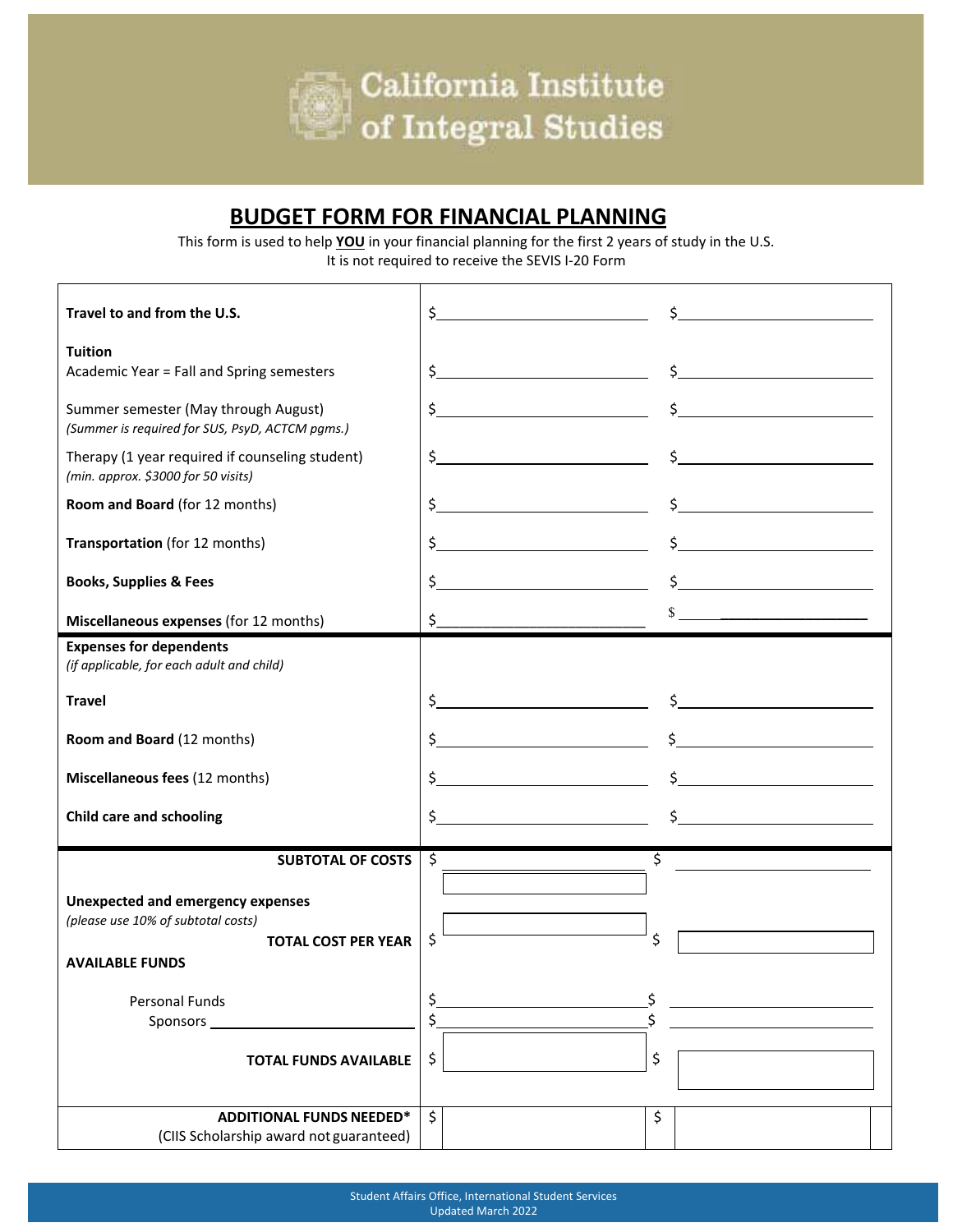California Institute of Integral Studies

# BUDGET FORM FOR FINANCIAL PLANNING

This form is used to help **YOU** in your financial planning for the first 2 years of study in the U.S.
It is not required to receive the SEVIS I-20 Form

| | | |
|---|---|---|
| **Travel to and from the U.S.** | $ | $ |
| **Tuition**<br>Academic Year = Fall and Spring semesters | $ | $ |
| Summer semester (May through August)<br>*(Summer is required for SUS, PsyD, ACTCM pgms.)* | $ | $ |
| Therapy (1 year required if counseling student)<br>*(min. approx. $3000 for 50 visits)* | $ | $ |
| **Room and Board** (for 12 months) | $ | $ |
| **Transportation** (for 12 months) | $ | $ |
| **Books, Supplies & Fees** | $ | $ |
| **Miscellaneous expenses** (for 12 months) | $ | $ |
| **Expenses for dependents**<br>*(if applicable, for each adult and child)* | | |
| **Travel** | $ | $ |
| **Room and Board** (12 months) | $ | $ |
| **Miscellaneous fees** (12 months) | $ | $ |
| **Child care and schooling** | $ | $ |
| **SUBTOTAL OF COSTS** | $ | $ |
| **Unexpected and emergency expenses**<br>*(please use 10% of subtotal costs)* | | |
| **TOTAL COST PER YEAR** | $ | $ |
| **AVAILABLE FUNDS** | | |
| Personal Funds | $ | $ |
| Sponsors ______ | $ | $ |
| **TOTAL FUNDS AVAILABLE** | $ | $ |
| **ADDITIONAL FUNDS NEEDED***<br>(CIIS Scholarship award not guaranteed) | $ | $ |

Student Affairs Office, International Student Services
Updated March 2022